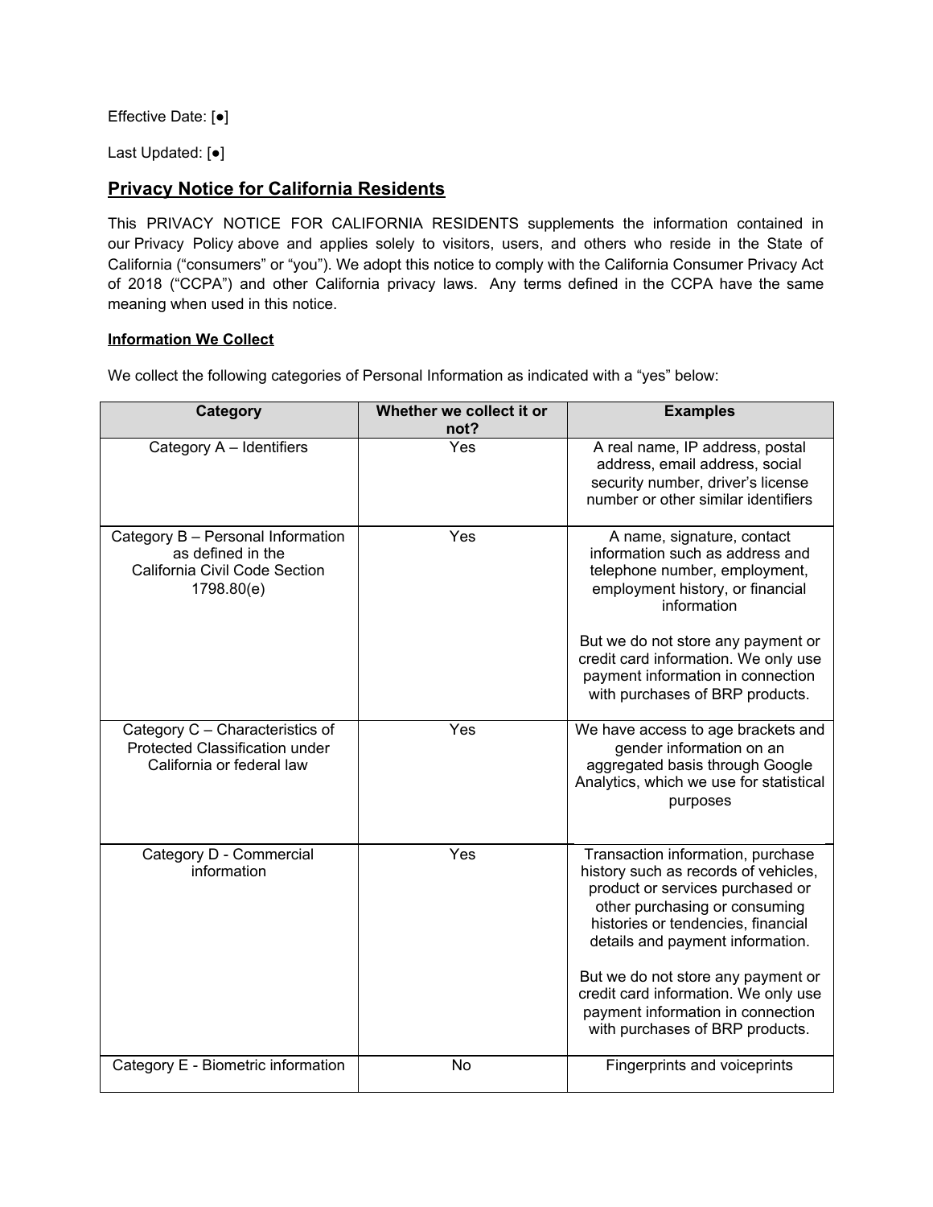Effective Date: [●]

Last Updated: [●]

## Privacy Notice for California Residents

This PRIVACY NOTICE FOR CALIFORNIA RESIDENTS supplements the information contained in our Privacy Policy above and applies solely to visitors, users, and others who reside in the State of California ("consumers" or "you"). We adopt this notice to comply with the California Consumer Privacy Act of 2018 ("CCPA") and other California privacy laws. Any terms defined in the CCPA have the same meaning when used in this notice.

### Information We Collect

We collect the following categories of Personal Information as indicated with a "yes" below:

| Category | Whether we collect it or not? | Examples |
|---|---|---|
| Category A – Identifiers | Yes | A real name, IP address, postal address, email address, social security number, driver's license number or other similar identifiers |
| Category B – Personal Information as defined in the California Civil Code Section 1798.80(e) | Yes | A name, signature, contact information such as address and telephone number, employment, employment history, or financial information<br><br>But we do not store any payment or credit card information. We only use payment information in connection with purchases of BRP products. |
| Category C – Characteristics of Protected Classification under California or federal law | Yes | We have access to age brackets and gender information on an aggregated basis through Google Analytics, which we use for statistical purposes |
| Category D - Commercial information | Yes | Transaction information, purchase history such as records of vehicles, product or services purchased or other purchasing or consuming histories or tendencies, financial details and payment information.<br><br>But we do not store any payment or credit card information. We only use payment information in connection with purchases of BRP products. |
| Category E - Biometric information | No | Fingerprints and voiceprints |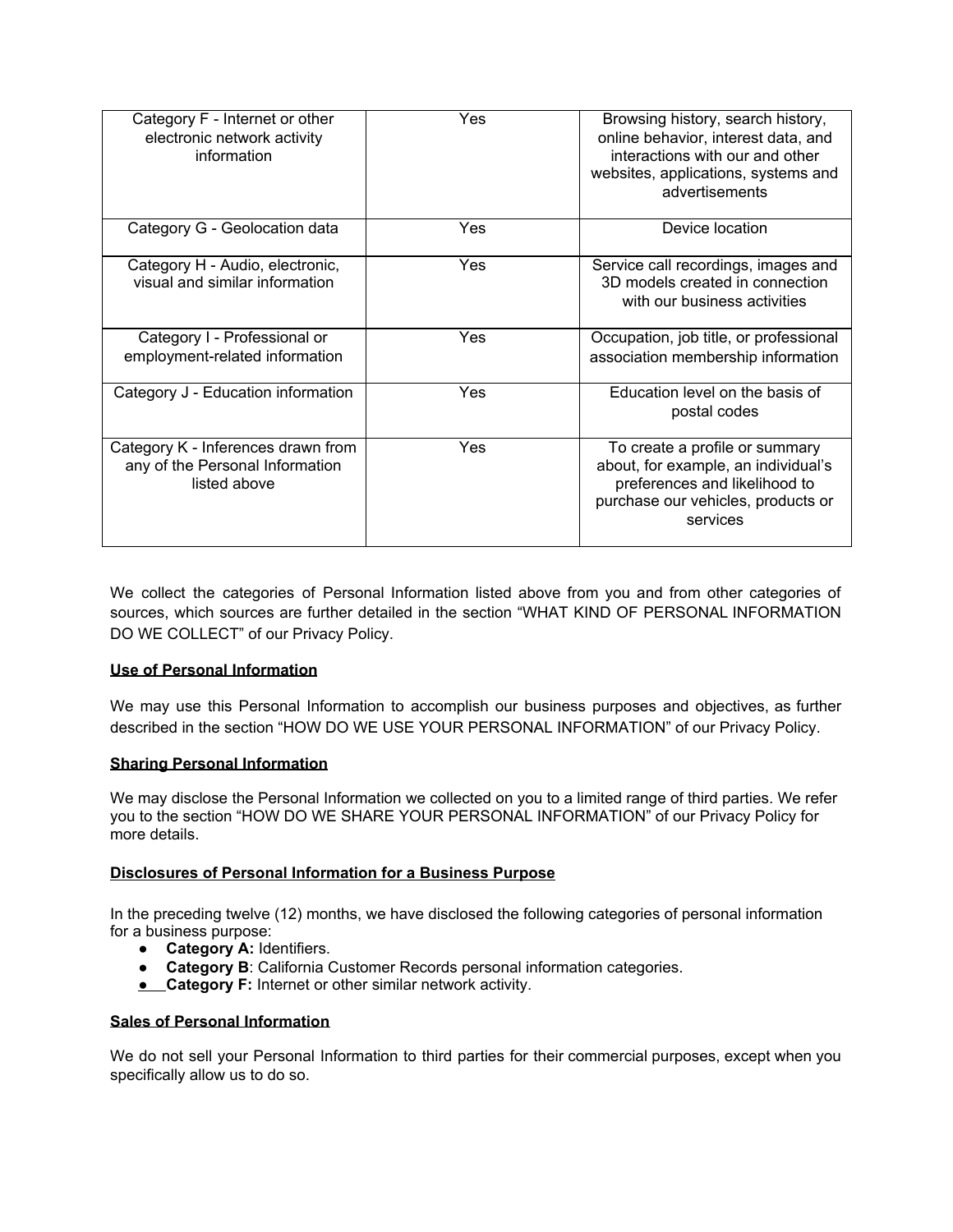| Category F - Internet or other electronic network activity information | Yes | Browsing history, search history, online behavior, interest data, and interactions with our and other websites, applications, systems and advertisements |
|---|---|---|
| Category G - Geolocation data | Yes | Device location |
| Category H - Audio, electronic, visual and similar information | Yes | Service call recordings, images and 3D models created in connection with our business activities |
| Category I - Professional or employment-related information | Yes | Occupation, job title, or professional association membership information |
| Category J - Education information | Yes | Education level on the basis of postal codes |
| Category K - Inferences drawn from any of the Personal Information listed above | Yes | To create a profile or summary about, for example, an individual's preferences and likelihood to purchase our vehicles, products or services |

We collect the categories of Personal Information listed above from you and from other categories of sources, which sources are further detailed in the section "WHAT KIND OF PERSONAL INFORMATION DO WE COLLECT" of our Privacy Policy.

**Use of Personal Information**

We may use this Personal Information to accomplish our business purposes and objectives, as further described in the section "HOW DO WE USE YOUR PERSONAL INFORMATION" of our Privacy Policy.

**Sharing Personal Information**

We may disclose the Personal Information we collected on you to a limited range of third parties. We refer you to the section "HOW DO WE SHARE YOUR PERSONAL INFORMATION" of our Privacy Policy for more details.

**Disclosures of Personal Information for a Business Purpose**

In the preceding twelve (12) months, we have disclosed the following categories of personal information for a business purpose:

- **Category A:** Identifiers.
- **Category B**: California Customer Records personal information categories.
- **Category F:** Internet or other similar network activity.

**Sales of Personal Information**

We do not sell your Personal Information to third parties for their commercial purposes, except when you specifically allow us to do so.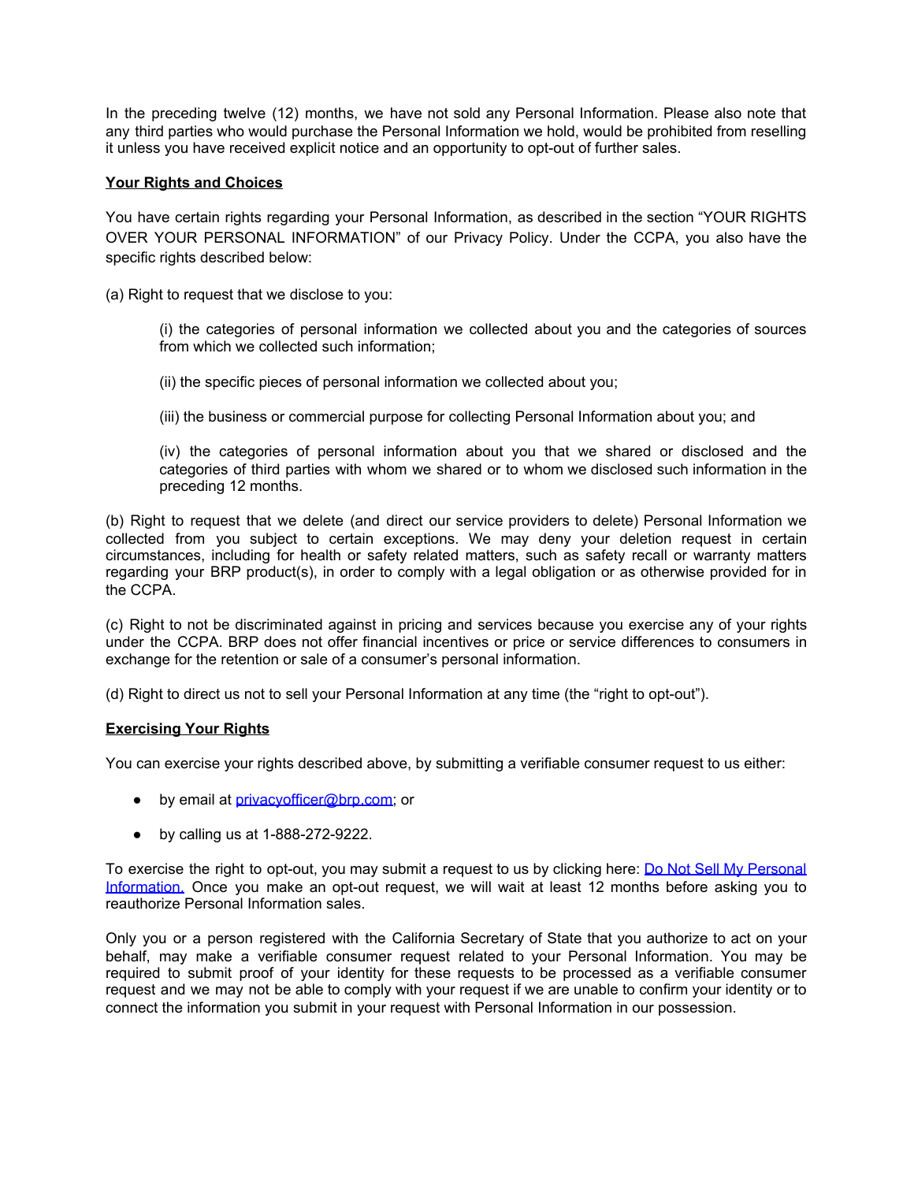In the preceding twelve (12) months, we have not sold any Personal Information. Please also note that any third parties who would purchase the Personal Information we hold, would be prohibited from reselling it unless you have received explicit notice and an opportunity to opt-out of further sales.

**Your Rights and Choices**

You have certain rights regarding your Personal Information, as described in the section "YOUR RIGHTS OVER YOUR PERSONAL INFORMATION" of our Privacy Policy. Under the CCPA, you also have the specific rights described below:

(a) Right to request that we disclose to you:

> (i) the categories of personal information we collected about you and the categories of sources from which we collected such information;
>
> (ii) the specific pieces of personal information we collected about you;
>
> (iii) the business or commercial purpose for collecting Personal Information about you; and
>
> (iv) the categories of personal information about you that we shared or disclosed and the categories of third parties with whom we shared or to whom we disclosed such information in the preceding 12 months.

(b) Right to request that we delete (and direct our service providers to delete) Personal Information we collected from you subject to certain exceptions. We may deny your deletion request in certain circumstances, including for health or safety related matters, such as safety recall or warranty matters regarding your BRP product(s), in order to comply with a legal obligation or as otherwise provided for in the CCPA.

(c) Right to not be discriminated against in pricing and services because you exercise any of your rights under the CCPA. BRP does not offer financial incentives or price or service differences to consumers in exchange for the retention or sale of a consumer's personal information.

(d) Right to direct us not to sell your Personal Information at any time (the "right to opt-out").

**Exercising Your Rights**

You can exercise your rights described above, by submitting a verifiable consumer request to us either:

- by email at privacyofficer@brp.com; or
- by calling us at 1-888-272-9222.

To exercise the right to opt-out, you may submit a request to us by clicking here: Do Not Sell My Personal Information. Once you make an opt-out request, we will wait at least 12 months before asking you to reauthorize Personal Information sales.

Only you or a person registered with the California Secretary of State that you authorize to act on your behalf, may make a verifiable consumer request related to your Personal Information. You may be required to submit proof of your identity for these requests to be processed as a verifiable consumer request and we may not be able to comply with your request if we are unable to confirm your identity or to connect the information you submit in your request with Personal Information in our possession.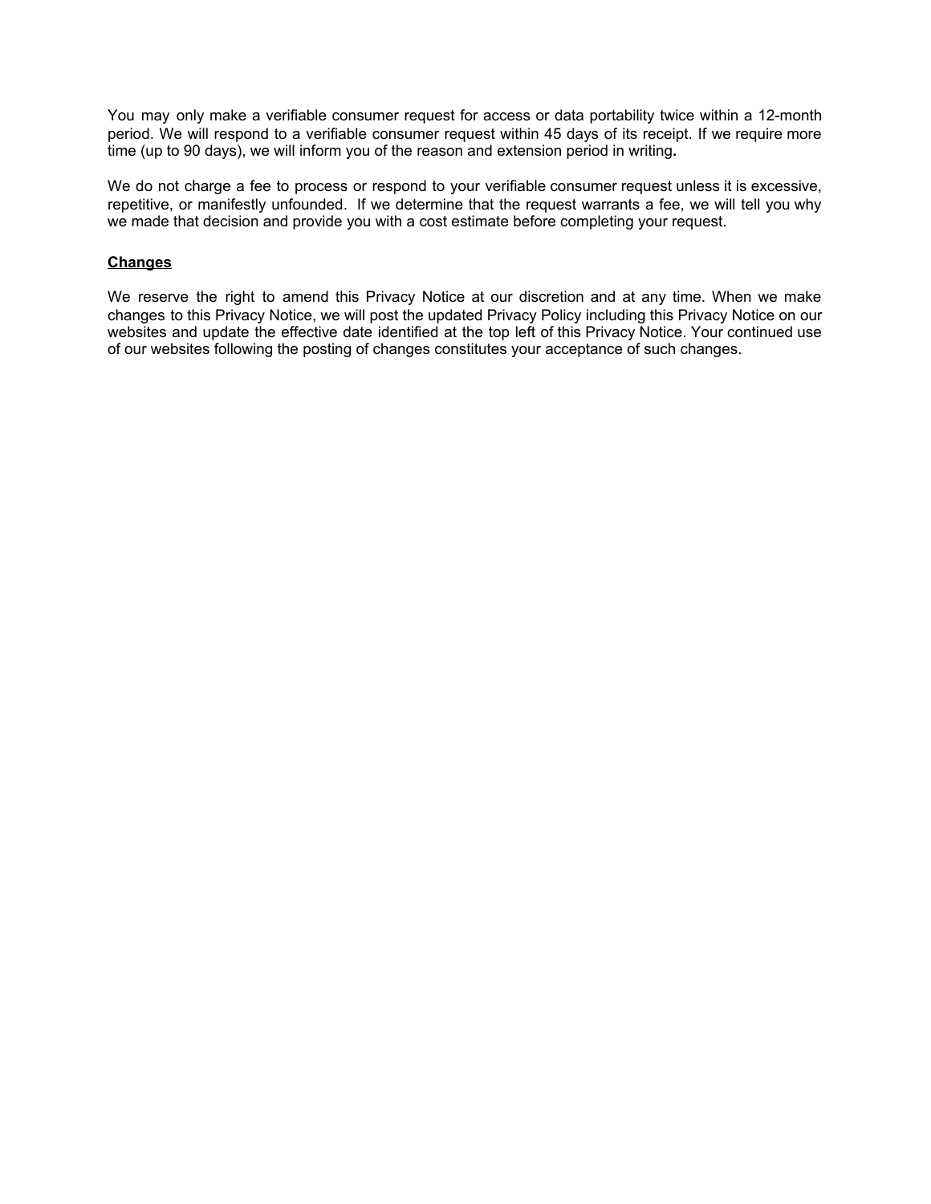You may only make a verifiable consumer request for access or data portability twice within a 12-month period. We will respond to a verifiable consumer request within 45 days of its receipt. If we require more time (up to 90 days), we will inform you of the reason and extension period in writing**.**

We do not charge a fee to process or respond to your verifiable consumer request unless it is excessive, repetitive, or manifestly unfounded. If we determine that the request warrants a fee, we will tell you why we made that decision and provide you with a cost estimate before completing your request.

**Changes**

We reserve the right to amend this Privacy Notice at our discretion and at any time. When we make changes to this Privacy Notice, we will post the updated Privacy Policy including this Privacy Notice on our websites and update the effective date identified at the top left of this Privacy Notice. Your continued use of our websites following the posting of changes constitutes your acceptance of such changes.